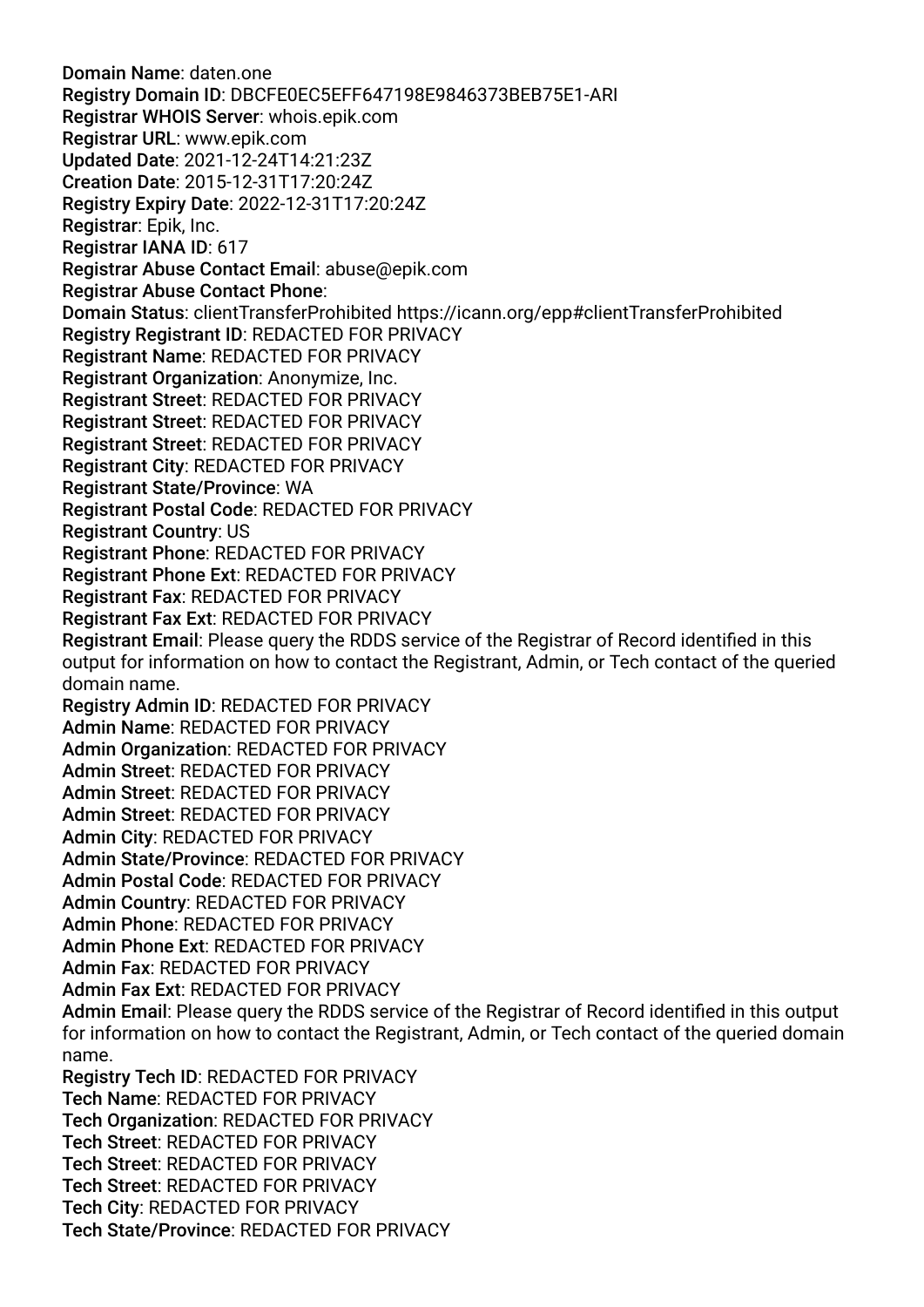**Domain Name**: daten.one
**Registry Domain ID**: DBCFE0EC5EFF647198E9846373BEB75E1-ARI
**Registrar WHOIS Server**: whois.epik.com
**Registrar URL**: www.epik.com
**Updated Date**: 2021-12-24T14:21:23Z
**Creation Date**: 2015-12-31T17:20:24Z
**Registry Expiry Date**: 2022-12-31T17:20:24Z
**Registrar**: Epik, Inc.
**Registrar IANA ID**: 617
**Registrar Abuse Contact Email**: abuse@epik.com
**Registrar Abuse Contact Phone**:
**Domain Status**: clientTransferProhibited https://icann.org/epp#clientTransferProhibited
**Registry Registrant ID**: REDACTED FOR PRIVACY
**Registrant Name**: REDACTED FOR PRIVACY
**Registrant Organization**: Anonymize, Inc.
**Registrant Street**: REDACTED FOR PRIVACY
**Registrant Street**: REDACTED FOR PRIVACY
**Registrant Street**: REDACTED FOR PRIVACY
**Registrant City**: REDACTED FOR PRIVACY
**Registrant State/Province**: WA
**Registrant Postal Code**: REDACTED FOR PRIVACY
**Registrant Country**: US
**Registrant Phone**: REDACTED FOR PRIVACY
**Registrant Phone Ext**: REDACTED FOR PRIVACY
**Registrant Fax**: REDACTED FOR PRIVACY
**Registrant Fax Ext**: REDACTED FOR PRIVACY
**Registrant Email**: Please query the RDDS service of the Registrar of Record identified in this output for information on how to contact the Registrant, Admin, or Tech contact of the queried domain name.
**Registry Admin ID**: REDACTED FOR PRIVACY
**Admin Name**: REDACTED FOR PRIVACY
**Admin Organization**: REDACTED FOR PRIVACY
**Admin Street**: REDACTED FOR PRIVACY
**Admin Street**: REDACTED FOR PRIVACY
**Admin Street**: REDACTED FOR PRIVACY
**Admin City**: REDACTED FOR PRIVACY
**Admin State/Province**: REDACTED FOR PRIVACY
**Admin Postal Code**: REDACTED FOR PRIVACY
**Admin Country**: REDACTED FOR PRIVACY
**Admin Phone**: REDACTED FOR PRIVACY
**Admin Phone Ext**: REDACTED FOR PRIVACY
**Admin Fax**: REDACTED FOR PRIVACY
**Admin Fax Ext**: REDACTED FOR PRIVACY
**Admin Email**: Please query the RDDS service of the Registrar of Record identified in this output for information on how to contact the Registrant, Admin, or Tech contact of the queried domain name.
**Registry Tech ID**: REDACTED FOR PRIVACY
**Tech Name**: REDACTED FOR PRIVACY
**Tech Organization**: REDACTED FOR PRIVACY
**Tech Street**: REDACTED FOR PRIVACY
**Tech Street**: REDACTED FOR PRIVACY
**Tech Street**: REDACTED FOR PRIVACY
**Tech City**: REDACTED FOR PRIVACY
**Tech State/Province**: REDACTED FOR PRIVACY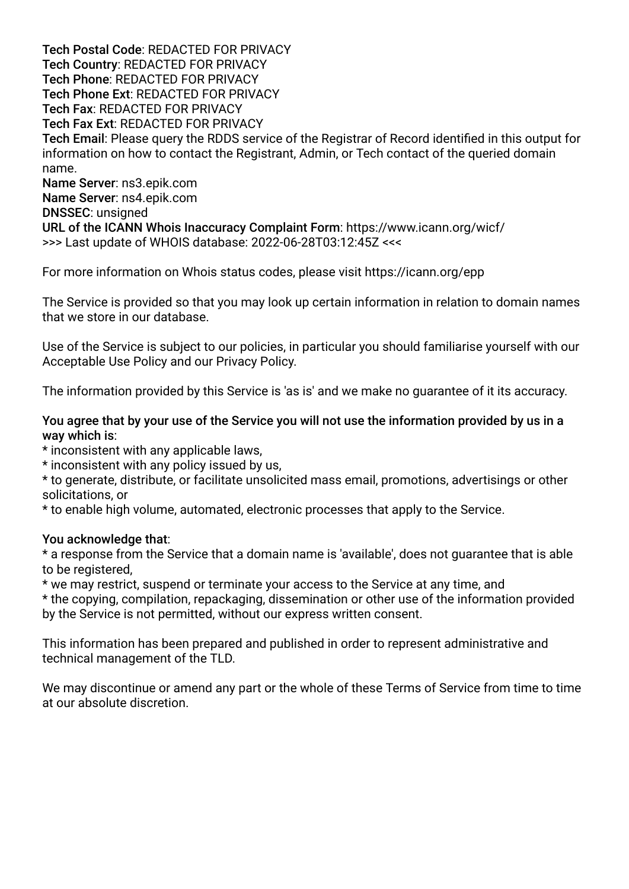**Tech Postal Code**: REDACTED FOR PRIVACY
**Tech Country**: REDACTED FOR PRIVACY
**Tech Phone**: REDACTED FOR PRIVACY
**Tech Phone Ext**: REDACTED FOR PRIVACY
**Tech Fax**: REDACTED FOR PRIVACY
**Tech Fax Ext**: REDACTED FOR PRIVACY
**Tech Email**: Please query the RDDS service of the Registrar of Record identified in this output for information on how to contact the Registrant, Admin, or Tech contact of the queried domain name.
**Name Server**: ns3.epik.com
**Name Server**: ns4.epik.com
**DNSSEC**: unsigned
**URL of the ICANN Whois Inaccuracy Complaint Form**: https://www.icann.org/wicf/
>>> Last update of WHOIS database: 2022-06-28T03:12:45Z <<<

For more information on Whois status codes, please visit https://icann.org/epp

The Service is provided so that you may look up certain information in relation to domain names that we store in our database.

Use of the Service is subject to our policies, in particular you should familiarise yourself with our Acceptable Use Policy and our Privacy Policy.

The information provided by this Service is 'as is' and we make no guarantee of it its accuracy.

**You agree that by your use of the Service you will not use the information provided by us in a way which is**:
* inconsistent with any applicable laws,
* inconsistent with any policy issued by us,
* to generate, distribute, or facilitate unsolicited mass email, promotions, advertisings or other solicitations, or
* to enable high volume, automated, electronic processes that apply to the Service.

**You acknowledge that**:
* a response from the Service that a domain name is 'available', does not guarantee that is able to be registered,
* we may restrict, suspend or terminate your access to the Service at any time, and
* the copying, compilation, repackaging, dissemination or other use of the information provided by the Service is not permitted, without our express written consent.

This information has been prepared and published in order to represent administrative and technical management of the TLD.

We may discontinue or amend any part or the whole of these Terms of Service from time to time at our absolute discretion.